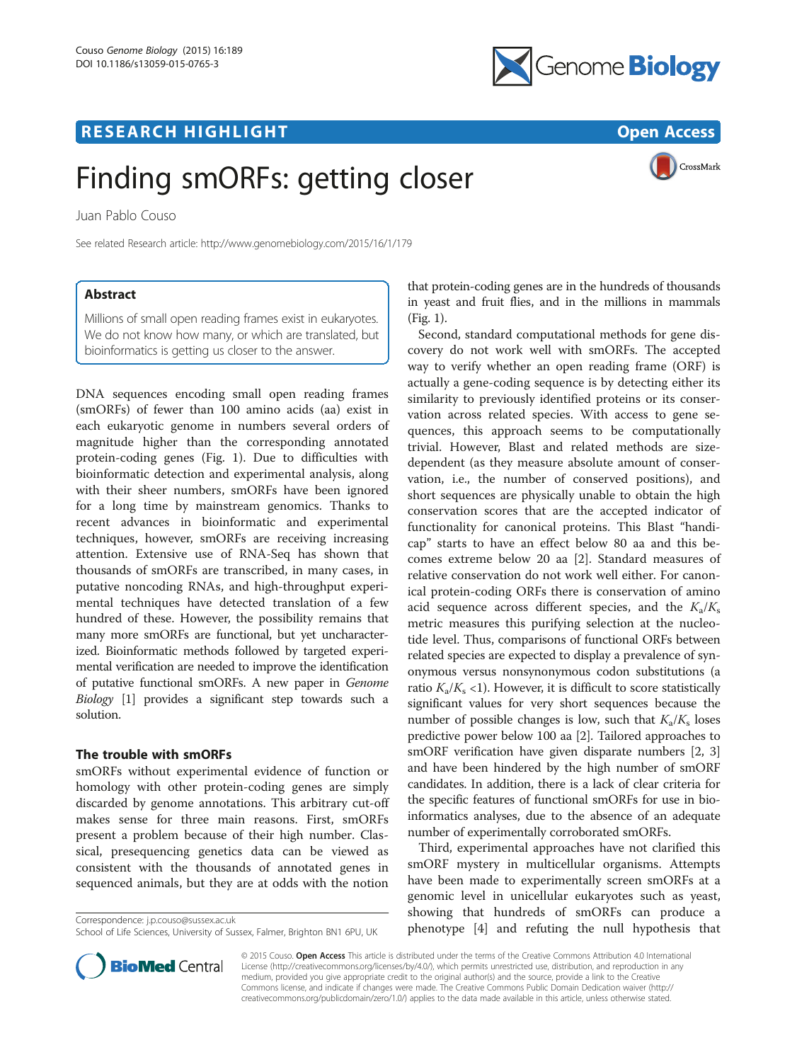RESEARCH HIGHLIGHT

Open Access

# Finding smORFs: getting closer

Juan Pablo Couso

See related Research article: http://www.genomebiology.com/2015/16/1/179

## Abstract

Millions of small open reading frames exist in eukaryotes. We do not know how many, or which are translated, but bioinformatics is getting us closer to the answer.

DNA sequences encoding small open reading frames (smORFs) of fewer than 100 amino acids (aa) exist in each eukaryotic genome in numbers several orders of magnitude higher than the corresponding annotated protein-coding genes (Fig. 1). Due to difficulties with bioinformatic detection and experimental analysis, along with their sheer numbers, smORFs have been ignored for a long time by mainstream genomics. Thanks to recent advances in bioinformatic and experimental techniques, however, smORFs are receiving increasing attention. Extensive use of RNA-Seq has shown that thousands of smORFs are transcribed, in many cases, in putative noncoding RNAs, and high-throughput experimental techniques have detected translation of a few hundred of these. However, the possibility remains that many more smORFs are functional, but yet uncharacterized. Bioinformatic methods followed by targeted experimental verification are needed to improve the identification of putative functional smORFs. A new paper in *Genome Biology* [1] provides a significant step towards such a solution.

## The trouble with smORFs

smORFs without experimental evidence of function or homology with other protein-coding genes are simply discarded by genome annotations. This arbitrary cut-off makes sense for three main reasons. First, smORFs present a problem because of their high number. Classical, presequencing genetics data can be viewed as consistent with the thousands of annotated genes in sequenced animals, but they are at odds with the notion that protein-coding genes are in the hundreds of thousands in yeast and fruit flies, and in the millions in mammals (Fig. 1).

Second, standard computational methods for gene discovery do not work well with smORFs. The accepted way to verify whether an open reading frame (ORF) is actually a gene-coding sequence is by detecting either its similarity to previously identified proteins or its conservation across related species. With access to gene sequences, this approach seems to be computationally trivial. However, Blast and related methods are size-dependent (as they measure absolute amount of conservation, i.e., the number of conserved positions), and short sequences are physically unable to obtain the high conservation scores that are the accepted indicator of functionality for canonical proteins. This Blast "handicap" starts to have an effect below 80 aa and this becomes extreme below 20 aa [2]. Standard measures of relative conservation do not work well either. For canonical protein-coding ORFs there is conservation of amino acid sequence across different species, and the $K_a/K_s$ metric measures this purifying selection at the nucleotide level. Thus, comparisons of functional ORFs between related species are expected to display a prevalence of synonymous versus nonsynonymous codon substitutions (a ratio $K_a/K_s$ <1). However, it is difficult to score statistically significant values for very short sequences because the number of possible changes is low, such that $K_a/K_s$ loses predictive power below 100 aa [2]. Tailored approaches to smORF verification have given disparate numbers [2, 3] and have been hindered by the high number of smORF candidates. In addition, there is a lack of clear criteria for the specific features of functional smORFs for use in bioinformatics analyses, due to the absence of an adequate number of experimentally corroborated smORFs.

Third, experimental approaches have not clarified this smORF mystery in multicellular organisms. Attempts have been made to experimentally screen smORFs at a genomic level in unicellular eukaryotes such as yeast, showing that hundreds of smORFs can produce a phenotype [4] and refuting the null hypothesis that

Correspondence: j.p.couso@sussex.ac.uk
School of Life Sciences, University of Sussex, Falmer, Brighton BN1 6PU, UK

© 2015 Couso. **Open Access** This article is distributed under the terms of the Creative Commons Attribution 4.0 International License (http://creativecommons.org/licenses/by/4.0/), which permits unrestricted use, distribution, and reproduction in any medium, provided you give appropriate credit to the original author(s) and the source, provide a link to the Creative Commons license, and indicate if changes were made. The Creative Commons Public Domain Dedication waiver (http://creativecommons.org/publicdomain/zero/1.0/) applies to the data made available in this article, unless otherwise stated.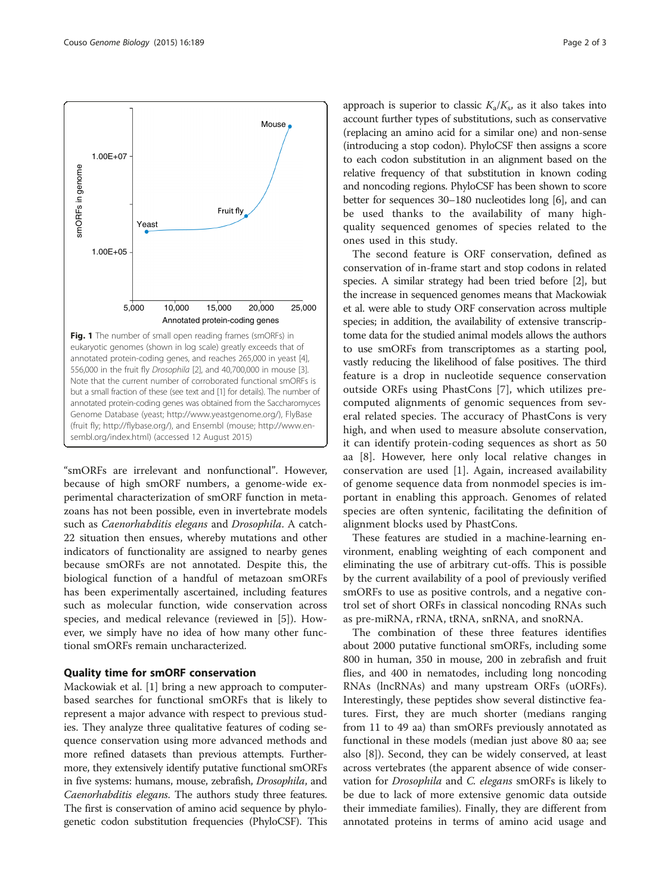Fig. 1 The number of small open reading frames (smORFs) in eukaryotic genomes (shown in log scale) greatly exceeds that of annotated protein-coding genes, and reaches 265,000 in yeast [4], 556,000 in the fruit fly *Drosophila* [2], and 40,700,000 in mouse [3]. Note that the current number of corroborated functional smORFs is but a small fraction of these (see text and [1] for details). The number of annotated protein-coding genes was obtained from the Saccharomyces Genome Database (yeast; http://www.yeastgenome.org/), FlyBase (fruit fly; http://flybase.org/), and Ensembl (mouse; http://www.ensembl.org/index.html) (accessed 12 August 2015)

"smORFs are irrelevant and nonfunctional". However, because of high smORF numbers, a genome-wide experimental characterization of smORF function in metazoans has not been possible, even in invertebrate models such as *Caenorhabditis elegans* and *Drosophila*. A catch-22 situation then ensues, whereby mutations and other indicators of functionality are assigned to nearby genes because smORFs are not annotated. Despite this, the biological function of a handful of metazoan smORFs has been experimentally ascertained, including features such as molecular function, wide conservation across species, and medical relevance (reviewed in [5]). However, we simply have no idea of how many other functional smORFs remain uncharacterized.

## Quality time for smORF conservation

Mackowiak et al. [1] bring a new approach to computer-based searches for functional smORFs that is likely to represent a major advance with respect to previous studies. They analyze three qualitative features of coding sequence conservation using more advanced methods and more refined datasets than previous attempts. Furthermore, they extensively identify putative functional smORFs in five systems: humans, mouse, zebrafish, *Drosophila*, and *Caenorhabditis elegans*. The authors study three features. The first is conservation of amino acid sequence by phylogenetic codon substitution frequencies (PhyloCSF). This approach is superior to classic $K_a/K_s$, as it also takes into account further types of substitutions, such as conservative (replacing an amino acid for a similar one) and non-sense (introducing a stop codon). PhyloCSF then assigns a score to each codon substitution in an alignment based on the relative frequency of that substitution in known coding and noncoding regions. PhyloCSF has been shown to score better for sequences 30–180 nucleotides long [6], and can be used thanks to the availability of many high-quality sequenced genomes of species related to the ones used in this study.

The second feature is ORF conservation, defined as conservation of in-frame start and stop codons in related species. A similar strategy had been tried before [2], but the increase in sequenced genomes means that Mackowiak et al. were able to study ORF conservation across multiple species; in addition, the availability of extensive transcriptome data for the studied animal models allows the authors to use smORFs from transcriptomes as a starting pool, vastly reducing the likelihood of false positives. The third feature is a drop in nucleotide sequence conservation outside ORFs using PhastCons [7], which utilizes precomputed alignments of genomic sequences from several related species. The accuracy of PhastCons is very high, and when used to measure absolute conservation, it can identify protein-coding sequences as short as 50 aa [8]. However, here only local relative changes in conservation are used [1]. Again, increased availability of genome sequence data from nonmodel species is important in enabling this approach. Genomes of related species are often syntenic, facilitating the definition of alignment blocks used by PhastCons.

These features are studied in a machine-learning environment, enabling weighting of each component and eliminating the use of arbitrary cut-offs. This is possible by the current availability of a pool of previously verified smORFs to use as positive controls, and a negative control set of short ORFs in classical noncoding RNAs such as pre-miRNA, rRNA, tRNA, snRNA, and snoRNA.

The combination of these three features identifies about 2000 putative functional smORFs, including some 800 in human, 350 in mouse, 200 in zebrafish and fruit flies, and 400 in nematodes, including long noncoding RNAs (lncRNAs) and many upstream ORFs (uORFs). Interestingly, these peptides show several distinctive features. First, they are much shorter (medians ranging from 11 to 49 aa) than smORFs previously annotated as functional in these models (median just above 80 aa; see also [8]). Second, they can be widely conserved, at least across vertebrates (the apparent absence of wide conservation for *Drosophila* and *C. elegans* smORFs is likely to be due to lack of more extensive genomic data outside their immediate families). Finally, they are different from annotated proteins in terms of amino acid usage and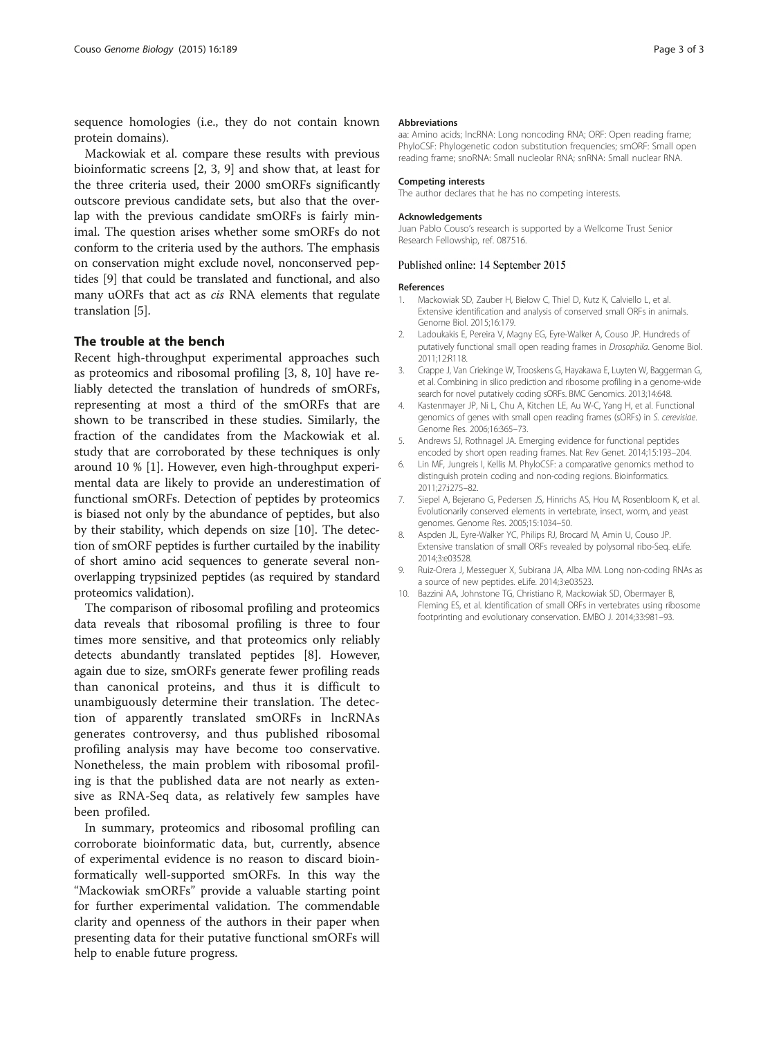sequence homologies (i.e., they do not contain known protein domains).

Mackowiak et al. compare these results with previous bioinformatic screens [2, 3, 9] and show that, at least for the three criteria used, their 2000 smORFs significantly outscore previous candidate sets, but also that the overlap with the previous candidate smORFs is fairly minimal. The question arises whether some smORFs do not conform to the criteria used by the authors. The emphasis on conservation might exclude novel, nonconserved peptides [9] that could be translated and functional, and also many uORFs that act as *cis* RNA elements that regulate translation [5].

## The trouble at the bench

Recent high-throughput experimental approaches such as proteomics and ribosomal profiling [3, 8, 10] have reliably detected the translation of hundreds of smORFs, representing at most a third of the smORFs that are shown to be transcribed in these studies. Similarly, the fraction of the candidates from the Mackowiak et al. study that are corroborated by these techniques is only around 10 % [1]. However, even high-throughput experimental data are likely to provide an underestimation of functional smORFs. Detection of peptides by proteomics is biased not only by the abundance of peptides, but also by their stability, which depends on size [10]. The detection of smORF peptides is further curtailed by the inability of short amino acid sequences to generate several nonoverlapping trypsinized peptides (as required by standard proteomics validation).

The comparison of ribosomal profiling and proteomics data reveals that ribosomal profiling is three to four times more sensitive, and that proteomics only reliably detects abundantly translated peptides [8]. However, again due to size, smORFs generate fewer profiling reads than canonical proteins, and thus it is difficult to unambiguously determine their translation. The detection of apparently translated smORFs in lncRNAs generates controversy, and thus published ribosomal profiling analysis may have become too conservative. Nonetheless, the main problem with ribosomal profiling is that the published data are not nearly as extensive as RNA-Seq data, as relatively few samples have been profiled.

In summary, proteomics and ribosomal profiling can corroborate bioinformatic data, but, currently, absence of experimental evidence is no reason to discard bioinformatically well-supported smORFs. In this way the "Mackowiak smORFs" provide a valuable starting point for further experimental validation. The commendable clarity and openness of the authors in their paper when presenting data for their putative functional smORFs will help to enable future progress.

#### Abbreviations

aa: Amino acids; lncRNA: Long noncoding RNA; ORF: Open reading frame; PhyloCSF: Phylogenetic codon substitution frequencies; smORF: Small open reading frame; snoRNA: Small nucleolar RNA; snRNA: Small nuclear RNA.

#### Competing interests

The author declares that he has no competing interests.

#### Acknowledgements

Juan Pablo Couso's research is supported by a Wellcome Trust Senior Research Fellowship, ref. 087516.

Published online: 14 September 2015

#### References

1. Mackowiak SD, Zauber H, Bielow C, Thiel D, Kutz K, Calviello L, et al. Extensive identification and analysis of conserved small ORFs in animals. Genome Biol. 2015;16:179.
2. Ladoukakis E, Pereira V, Magny EG, Eyre-Walker A, Couso JP. Hundreds of putatively functional small open reading frames in *Drosophila*. Genome Biol. 2011;12:R118.
3. Crappe J, Van Criekinge W, Trooskens G, Hayakawa E, Luyten W, Baggerman G, et al. Combining in silico prediction and ribosome profiling in a genome-wide search for novel putatively coding sORFs. BMC Genomics. 2013;14:648.
4. Kastenmayer JP, Ni L, Chu A, Kitchen LE, Au W-C, Yang H, et al. Functional genomics of genes with small open reading frames (sORFs) in *S. cerevisiae*. Genome Res. 2006;16:365–73.
5. Andrews SJ, Rothnagel JA. Emerging evidence for functional peptides encoded by short open reading frames. Nat Rev Genet. 2014;15:193–204.
6. Lin MF, Jungreis I, Kellis M. PhyloCSF: a comparative genomics method to distinguish protein coding and non-coding regions. Bioinformatics. 2011;27:i275–82.
7. Siepel A, Bejerano G, Pedersen JS, Hinrichs AS, Hou M, Rosenbloom K, et al. Evolutionarily conserved elements in vertebrate, insect, worm, and yeast genomes. Genome Res. 2005;15:1034–50.
8. Aspden JL, Eyre-Walker YC, Philips RJ, Brocard M, Amin U, Couso JP. Extensive translation of small ORFs revealed by polysomal ribo-Seq. eLife. 2014;3:e03528.
9. Ruiz-Orera J, Messeguer X, Subirana JA, Alba MM. Long non-coding RNAs as a source of new peptides. eLife. 2014;3:e03523.
10. Bazzini AA, Johnstone TG, Christiano R, Mackowiak SD, Obermayer B, Fleming ES, et al. Identification of small ORFs in vertebrates using ribosome footprinting and evolutionary conservation. EMBO J. 2014;33:981–93.